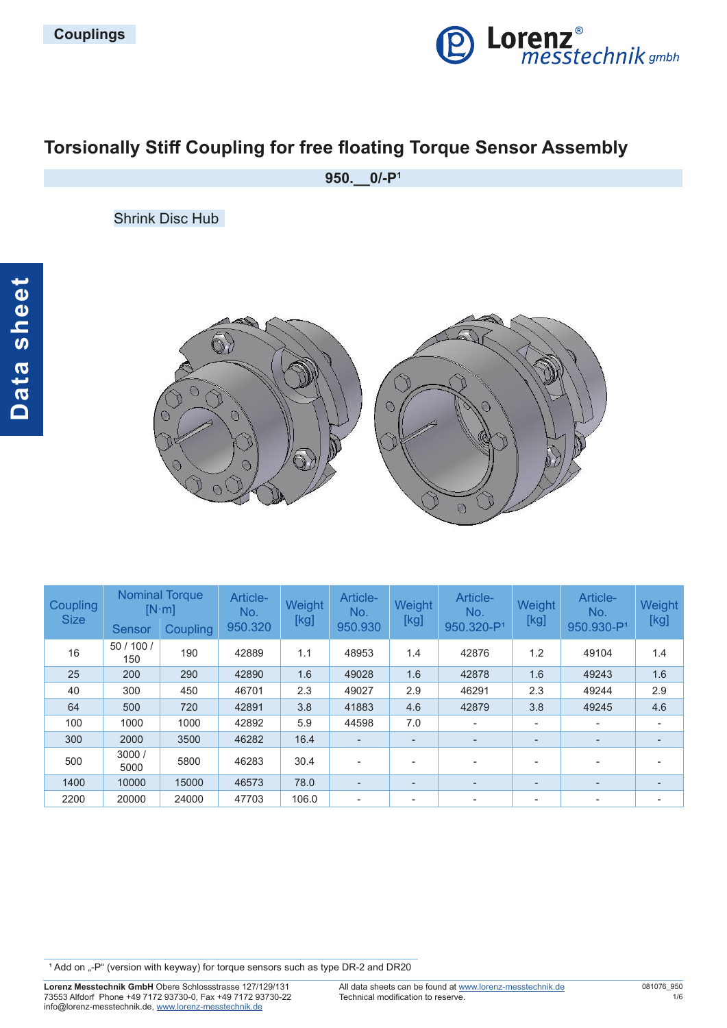Couplings

# Torsionally Stiff Coupling for free floating Torque Sensor Assembly

## 950.__0/-P[1]

Shrink Disc Hub

| Coupling Size | Nominal Torque [N·m] | | Article-No. 950.320 | Weight [kg] | Article-No. 950.930 | Weight [kg] | Article-No. 950.320-P[1] | Weight [kg] | Article-No. 950.930-P[1] | Weight [kg] |
|---|---|---|---|---|---|---|---|---|---|---|
| | Sensor | Coupling | | | | | | | | |
| 16 | 50 / 100 / 150 | 190 | 42889 | 1.1 | 48953 | 1.4 | 42876 | 1.2 | 49104 | 1.4 |
| 25 | 200 | 290 | 42890 | 1.6 | 49028 | 1.6 | 42878 | 1.6 | 49243 | 1.6 |
| 40 | 300 | 450 | 46701 | 2.3 | 49027 | 2.9 | 46291 | 2.3 | 49244 | 2.9 |
| 64 | 500 | 720 | 42891 | 3.8 | 41883 | 4.6 | 42879 | 3.8 | 49245 | 4.6 |
| 100 | 1000 | 1000 | 42892 | 5.9 | 44598 | 7.0 | - | - | - | - |
| 300 | 2000 | 3500 | 46282 | 16.4 | - | - | - | - | - | - |
| 500 | 3000 / 5000 | 5800 | 46283 | 30.4 | - | - | - | - | - | - |
| 1400 | 10000 | 15000 | 46573 | 78.0 | - | - | - | - | - | - |
| 2200 | 20000 | 24000 | 47703 | 106.0 | - | - | - | - | - | - |

[1] Add on „-P" (version with keyway) for torque sensors such as type DR-2 and DR20

**Lorenz Messtechnik GmbH** Obere Schlossstrasse 127/129/131
73553 Alfdorf Phone +49 7172 93730-0, Fax +49 7172 93730-22
info@lorenz-messtechnik.de, www.lorenz-messtechnik.de

All data sheets can be found at www.lorenz-messtechnik.de
Technical modification to reserve.

081076_950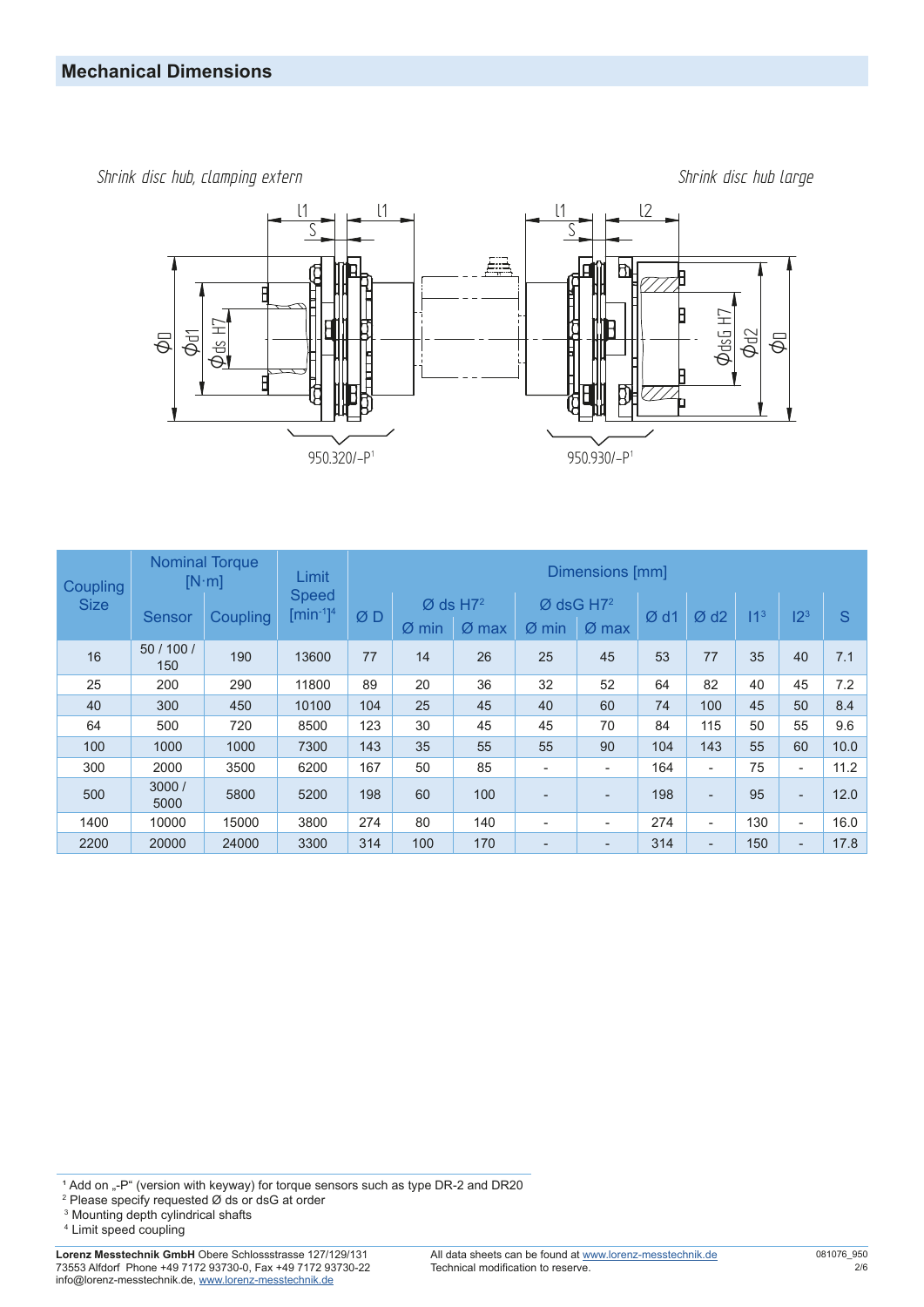## Mechanical Dimensions

*Shrink disc hub, clamping extern*

*Shrink disc hub large*

950.320/–P[1]

950.930/–P[1]

| Coupling Size | Nominal Torque [N·m] | | Limit Speed [min⁻¹][4] | Dimensions [mm] | | | | | | | | | |
|---|---|---|---|---|---|---|---|---|---|---|---|---|---|
| | Sensor | Coupling | | Ø D | Ø ds H7[2] Ø min | Ø ds H7[2] Ø max | Ø dsG H7[2] Ø min | Ø dsG H7[2] Ø max | Ø d1 | Ø d2 | l1[3] | l2[3] | S |
| 16 | 50 / 100 / 150 | 190 | 13600 | 77 | 14 | 26 | 25 | 45 | 53 | 77 | 35 | 40 | 7.1 |
| 25 | 200 | 290 | 11800 | 89 | 20 | 36 | 32 | 52 | 64 | 82 | 40 | 45 | 7.2 |
| 40 | 300 | 450 | 10100 | 104 | 25 | 45 | 40 | 60 | 74 | 100 | 45 | 50 | 8.4 |
| 64 | 500 | 720 | 8500 | 123 | 30 | 45 | 45 | 70 | 84 | 115 | 50 | 55 | 9.6 |
| 100 | 1000 | 1000 | 7300 | 143 | 35 | 55 | 55 | 90 | 104 | 143 | 55 | 60 | 10.0 |
| 300 | 2000 | 3500 | 6200 | 167 | 50 | 85 | - | - | 164 | - | 75 | - | 11.2 |
| 500 | 3000 / 5000 | 5800 | 5200 | 198 | 60 | 100 | - | - | 198 | - | 95 | - | 12.0 |
| 1400 | 10000 | 15000 | 3800 | 274 | 80 | 140 | - | - | 274 | - | 130 | - | 16.0 |
| 2200 | 20000 | 24000 | 3300 | 314 | 100 | 170 | - | - | 314 | - | 150 | - | 17.8 |

[1] Add on „-P“ (version with keyway) for torque sensors such as type DR-2 and DR20
[2] Please specify requested Ø ds or dsG at order
[3] Mounting depth cylindrical shafts
[4] Limit speed coupling

**Lorenz Messtechnik GmbH** Obere Schlossstrasse 127/129/131
73553 Alfdorf Phone +49 7172 93730-0, Fax +49 7172 93730-22
info@lorenz-messtechnik.de, www.lorenz-messtechnik.de

All data sheets can be found at www.lorenz-messtechnik.de
Technical modification to reserve.

081076_950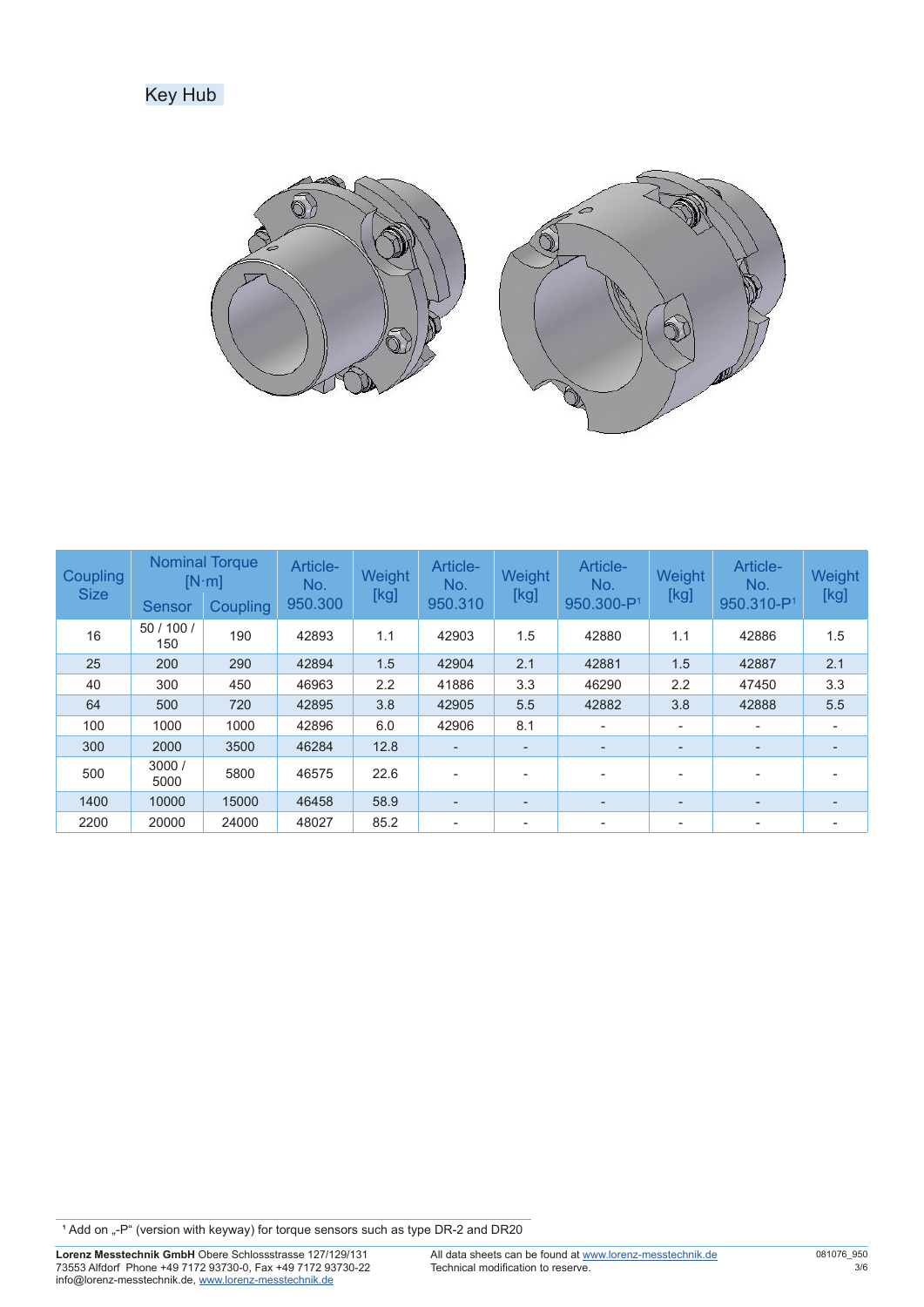## Key Hub

| Coupling Size | Nominal Torque [N·m] | | Article-No. 950.300 | Weight [kg] | Article-No. 950.310 | Weight [kg] | Article-No. 950.300-P[1] | Weight [kg] | Article-No. 950.310-P[1] | Weight [kg] |
|---|---|---|---|---|---|---|---|---|---|---|
| | Sensor | Coupling | | | | | | | | |
| 16 | 50 / 100 / 150 | 190 | 42893 | 1.1 | 42903 | 1.5 | 42880 | 1.1 | 42886 | 1.5 |
| 25 | 200 | 290 | 42894 | 1.5 | 42904 | 2.1 | 42881 | 1.5 | 42887 | 2.1 |
| 40 | 300 | 450 | 46963 | 2.2 | 41886 | 3.3 | 46290 | 2.2 | 47450 | 3.3 |
| 64 | 500 | 720 | 42895 | 3.8 | 42905 | 5.5 | 42882 | 3.8 | 42888 | 5.5 |
| 100 | 1000 | 1000 | 42896 | 6.0 | 42906 | 8.1 | - | - | - | - |
| 300 | 2000 | 3500 | 46284 | 12.8 | - | - | - | - | - | - |
| 500 | 3000 / 5000 | 5800 | 46575 | 22.6 | - | - | - | - | - | - |
| 1400 | 10000 | 15000 | 46458 | 58.9 | - | - | - | - | - | - |
| 2200 | 20000 | 24000 | 48027 | 85.2 | - | - | - | - | - | - |

[1] Add on „-P" (version with keyway) for torque sensors such as type DR-2 and DR20

**Lorenz Messtechnik GmbH** Obere Schlossstrasse 127/129/131
73553 Alfdorf Phone +49 7172 93730-0, Fax +49 7172 93730-22
info@lorenz-messtechnik.de, www.lorenz-messtechnik.de

All data sheets can be found at www.lorenz-messtechnik.de
Technical modification to reserve.

081076_950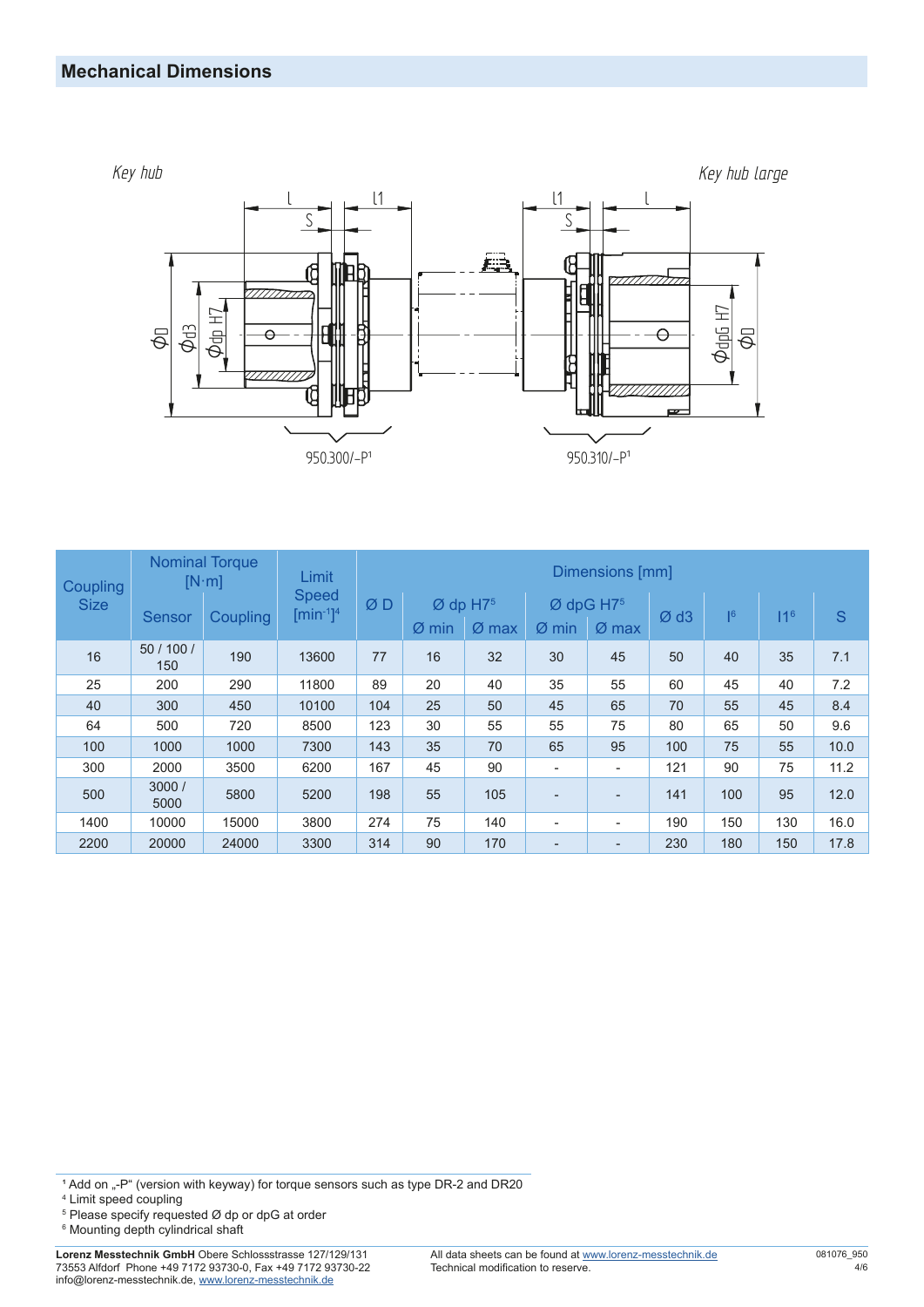## Mechanical Dimensions

*Key hub* — 950.300/–P[1]

*Key hub large* — 950.310/–P[1]

| Coupling Size | Nominal Torque [N·m] | | Limit Speed [min⁻¹][4] | Dimensions [mm] | | | | | | | | |
|---|---|---|---|---|---|---|---|---|---|---|---|---|
| | Sensor | Coupling | | Ø D | Ø dp H7[5] Ø min | Ø dp H7[5] Ø max | Ø dpG H7[5] Ø min | Ø dpG H7[5] Ø max | Ø d3 | l[6] | l1[6] | S |
| 16 | 50 / 100 / 150 | 190 | 13600 | 77 | 16 | 32 | 30 | 45 | 50 | 40 | 35 | 7.1 |
| 25 | 200 | 290 | 11800 | 89 | 20 | 40 | 35 | 55 | 60 | 45 | 40 | 7.2 |
| 40 | 300 | 450 | 10100 | 104 | 25 | 50 | 45 | 65 | 70 | 55 | 45 | 8.4 |
| 64 | 500 | 720 | 8500 | 123 | 30 | 55 | 55 | 75 | 80 | 65 | 50 | 9.6 |
| 100 | 1000 | 1000 | 7300 | 143 | 35 | 70 | 65 | 95 | 100 | 75 | 55 | 10.0 |
| 300 | 2000 | 3500 | 6200 | 167 | 45 | 90 | - | - | 121 | 90 | 75 | 11.2 |
| 500 | 3000 / 5000 | 5800 | 5200 | 198 | 55 | 105 | - | - | 141 | 100 | 95 | 12.0 |
| 1400 | 10000 | 15000 | 3800 | 274 | 75 | 140 | - | - | 190 | 150 | 130 | 16.0 |
| 2200 | 20000 | 24000 | 3300 | 314 | 90 | 170 | - | - | 230 | 180 | 150 | 17.8 |

[1] Add on „-P" (version with keyway) for torque sensors such as type DR-2 and DR20
[4] Limit speed coupling
[5] Please specify requested Ø dp or dpG at order
[6] Mounting depth cylindrical shaft

**Lorenz Messtechnik GmbH** Obere Schlossstrasse 127/129/131
73553 Alfdorf Phone +49 7172 93730-0, Fax +49 7172 93730-22
info@lorenz-messtechnik.de, www.lorenz-messtechnik.de

All data sheets can be found at www.lorenz-messtechnik.de
Technical modification to reserve.

081076_950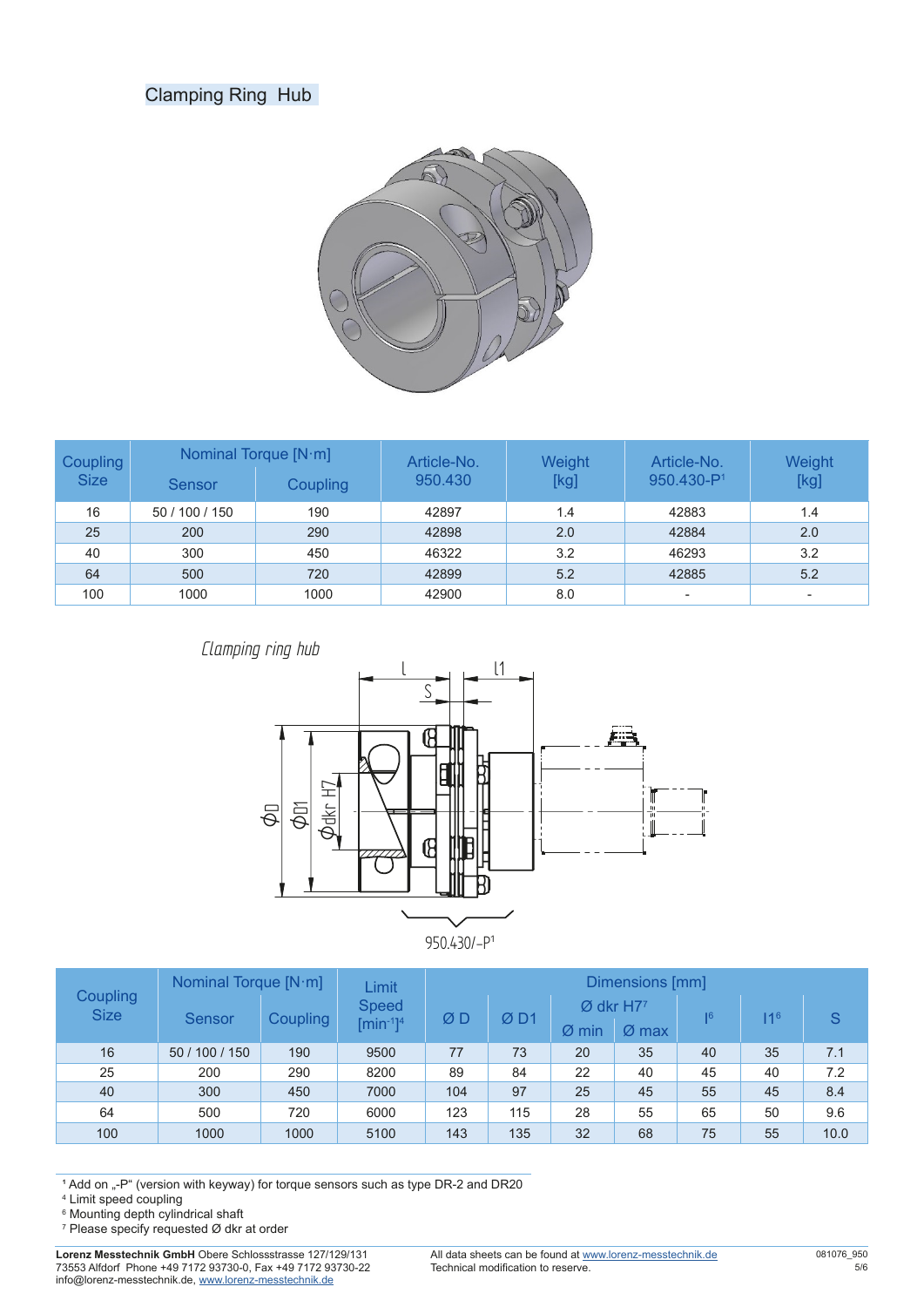## Clamping Ring Hub

| Coupling Size | Nominal Torque [N·m] | | Article-No. 950.430 | Weight [kg] | Article-No. 950.430-P[1] | Weight [kg] |
|---|---|---|---|---|---|---|
| | Sensor | Coupling | | | | |
| 16 | 50 / 100 / 150 | 190 | 42897 | 1.4 | 42883 | 1.4 |
| 25 | 200 | 290 | 42898 | 2.0 | 42884 | 2.0 |
| 40 | 300 | 450 | 46322 | 3.2 | 46293 | 3.2 |
| 64 | 500 | 720 | 42899 | 5.2 | 42885 | 5.2 |
| 100 | 1000 | 1000 | 42900 | 8.0 | - | - |

*Clamping ring hub*

950.430/-P[1]

| Coupling Size | Nominal Torque [N·m] | | Limit Speed [min⁻¹][4] | Dimensions [mm] | | | | | | |
|---|---|---|---|---|---|---|---|---|---|---|
| | Sensor | Coupling | | Ø D | Ø D1 | Ø dkr H7[7] | | l[6] | l1[6] | S |
| | | | | | | Ø min | Ø max | | | |
| 16 | 50 / 100 / 150 | 190 | 9500 | 77 | 73 | 20 | 35 | 40 | 35 | 7.1 |
| 25 | 200 | 290 | 8200 | 89 | 84 | 22 | 40 | 45 | 40 | 7.2 |
| 40 | 300 | 450 | 7000 | 104 | 97 | 25 | 45 | 55 | 45 | 8.4 |
| 64 | 500 | 720 | 6000 | 123 | 115 | 28 | 55 | 65 | 50 | 9.6 |
| 100 | 1000 | 1000 | 5100 | 143 | 135 | 32 | 68 | 75 | 55 | 10.0 |

[1] Add on „-P" (version with keyway) for torque sensors such as type DR-2 and DR20
[4] Limit speed coupling
[6] Mounting depth cylindrical shaft
[7] Please specify requested Ø dkr at order

**Lorenz Messtechnik GmbH** Obere Schlossstrasse 127/129/131
73553 Alfdorf Phone +49 7172 93730-0, Fax +49 7172 93730-22
info@lorenz-messtechnik.de, www.lorenz-messtechnik.de

All data sheets can be found at www.lorenz-messtechnik.de
Technical modification to reserve.

081076_950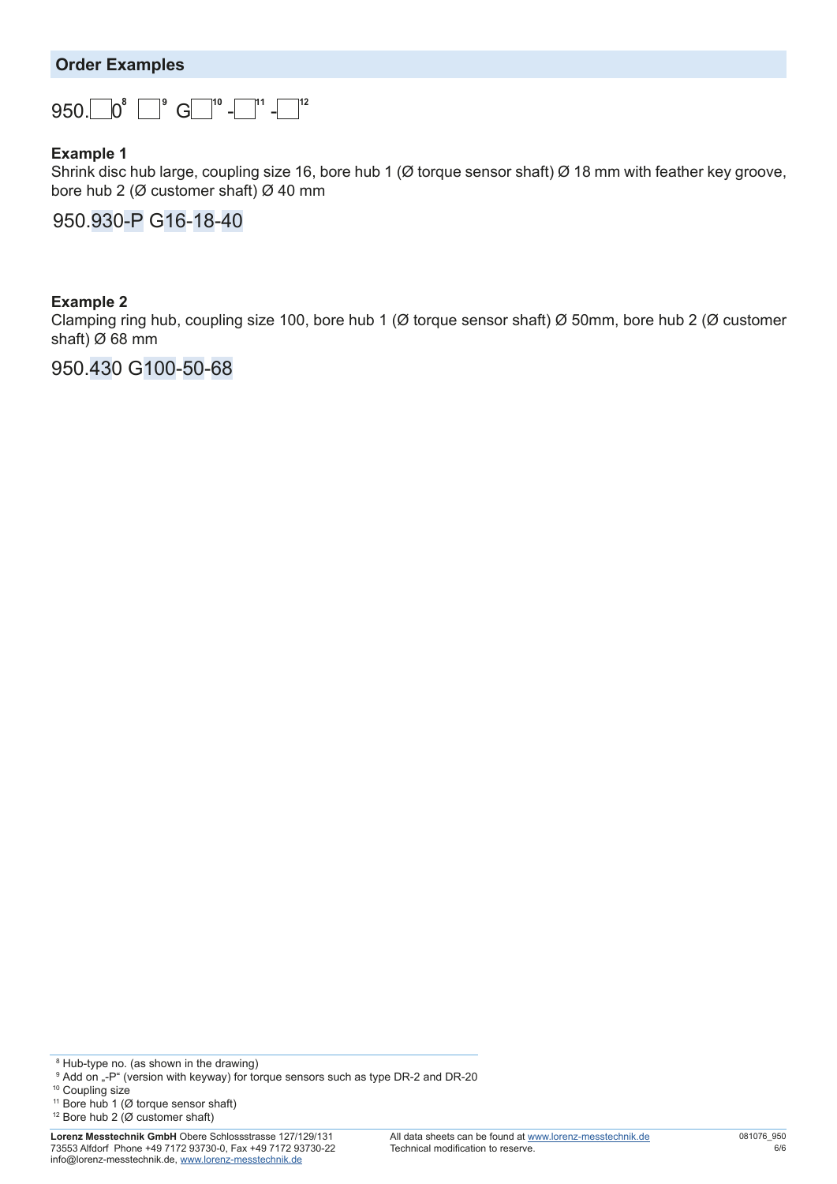## Order Examples

950.☐0[8] ☐[9] G☐[10] -☐[11] -☐[12]

**Example 1**

Shrink disc hub large, coupling size 16, bore hub 1 (Ø torque sensor shaft) Ø 18 mm with feather key groove, bore hub 2 (Ø customer shaft) Ø 40 mm

950.930-P G16-18-40

**Example 2**

Clamping ring hub, coupling size 100, bore hub 1 (Ø torque sensor shaft) Ø 50mm, bore hub 2 (Ø customer shaft) Ø 68 mm

950.430 G100-50-68

---

[8] Hub-type no. (as shown in the drawing)

[9] Add on „-P“ (version with keyway) for torque sensors such as type DR-2 and DR-20

[10] Coupling size

[11] Bore hub 1 (Ø torque sensor shaft)

[12] Bore hub 2 (Ø customer shaft)

**Lorenz Messtechnik GmbH** Obere Schlossstrasse 127/129/131
73553 Alfdorf Phone +49 7172 93730-0, Fax +49 7172 93730-22
info@lorenz-messtechnik.de, www.lorenz-messtechnik.de

All data sheets can be found at www.lorenz-messtechnik.de
Technical modification to reserve.

081076_950